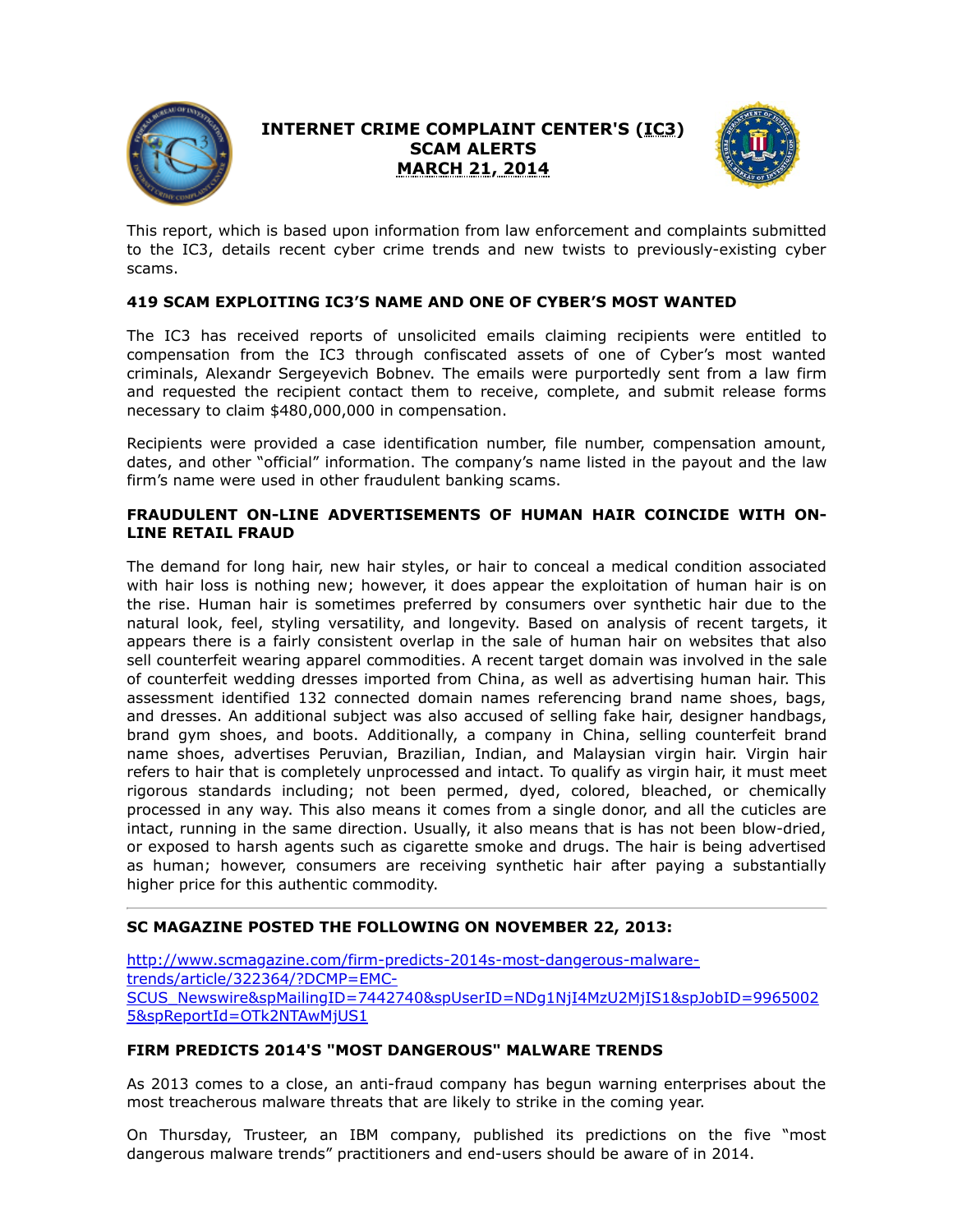# INTERNET CRIME COMPLAINT CENTER'S (IC3) SCAM ALERTS MARCH 21, 2014

This report, which is based upon information from law enforcement and complaints submitted to the IC3, details recent cyber crime trends and new twists to previously-existing cyber scams.

## 419 SCAM EXPLOITING IC3'S NAME AND ONE OF CYBER'S MOST WANTED

The IC3 has received reports of unsolicited emails claiming recipients were entitled to compensation from the IC3 through confiscated assets of one of Cyber's most wanted criminals, Alexandr Sergeyevich Bobnev. The emails were purportedly sent from a law firm and requested the recipient contact them to receive, complete, and submit release forms necessary to claim $480,000,000 in compensation.

Recipients were provided a case identification number, file number, compensation amount, dates, and other "official" information. The company's name listed in the payout and the law firm's name were used in other fraudulent banking scams.

## FRAUDULENT ON-LINE ADVERTISEMENTS OF HUMAN HAIR COINCIDE WITH ON-LINE RETAIL FRAUD

The demand for long hair, new hair styles, or hair to conceal a medical condition associated with hair loss is nothing new; however, it does appear the exploitation of human hair is on the rise. Human hair is sometimes preferred by consumers over synthetic hair due to the natural look, feel, styling versatility, and longevity. Based on analysis of recent targets, it appears there is a fairly consistent overlap in the sale of human hair on websites that also sell counterfeit wearing apparel commodities. A recent target domain was involved in the sale of counterfeit wedding dresses imported from China, as well as advertising human hair. This assessment identified 132 connected domain names referencing brand name shoes, bags, and dresses. An additional subject was also accused of selling fake hair, designer handbags, brand gym shoes, and boots. Additionally, a company in China, selling counterfeit brand name shoes, advertises Peruvian, Brazilian, Indian, and Malaysian virgin hair. Virgin hair refers to hair that is completely unprocessed and intact. To qualify as virgin hair, it must meet rigorous standards including; not been permed, dyed, colored, bleached, or chemically processed in any way. This also means it comes from a single donor, and all the cuticles are intact, running in the same direction. Usually, it also means that is has not been blow-dried, or exposed to harsh agents such as cigarette smoke and drugs. The hair is being advertised as human; however, consumers are receiving synthetic hair after paying a substantially higher price for this authentic commodity.

---

## SC MAGAZINE POSTED THE FOLLOWING ON NOVEMBER 22, 2013:

http://www.scmagazine.com/firm-predicts-2014s-most-dangerous-malware-trends/article/322364/?DCMP=EMC-SCUS_Newswire&spMailingID=7442740&spUserID=NDg1NjI4MzU2MjIS1&spJobID=99650025&spReportId=OTk2NTAwMjUS1

## FIRM PREDICTS 2014'S "MOST DANGEROUS" MALWARE TRENDS

As 2013 comes to a close, an anti-fraud company has begun warning enterprises about the most treacherous malware threats that are likely to strike in the coming year.

On Thursday, Trusteer, an IBM company, published its predictions on the five "most dangerous malware trends" practitioners and end-users should be aware of in 2014.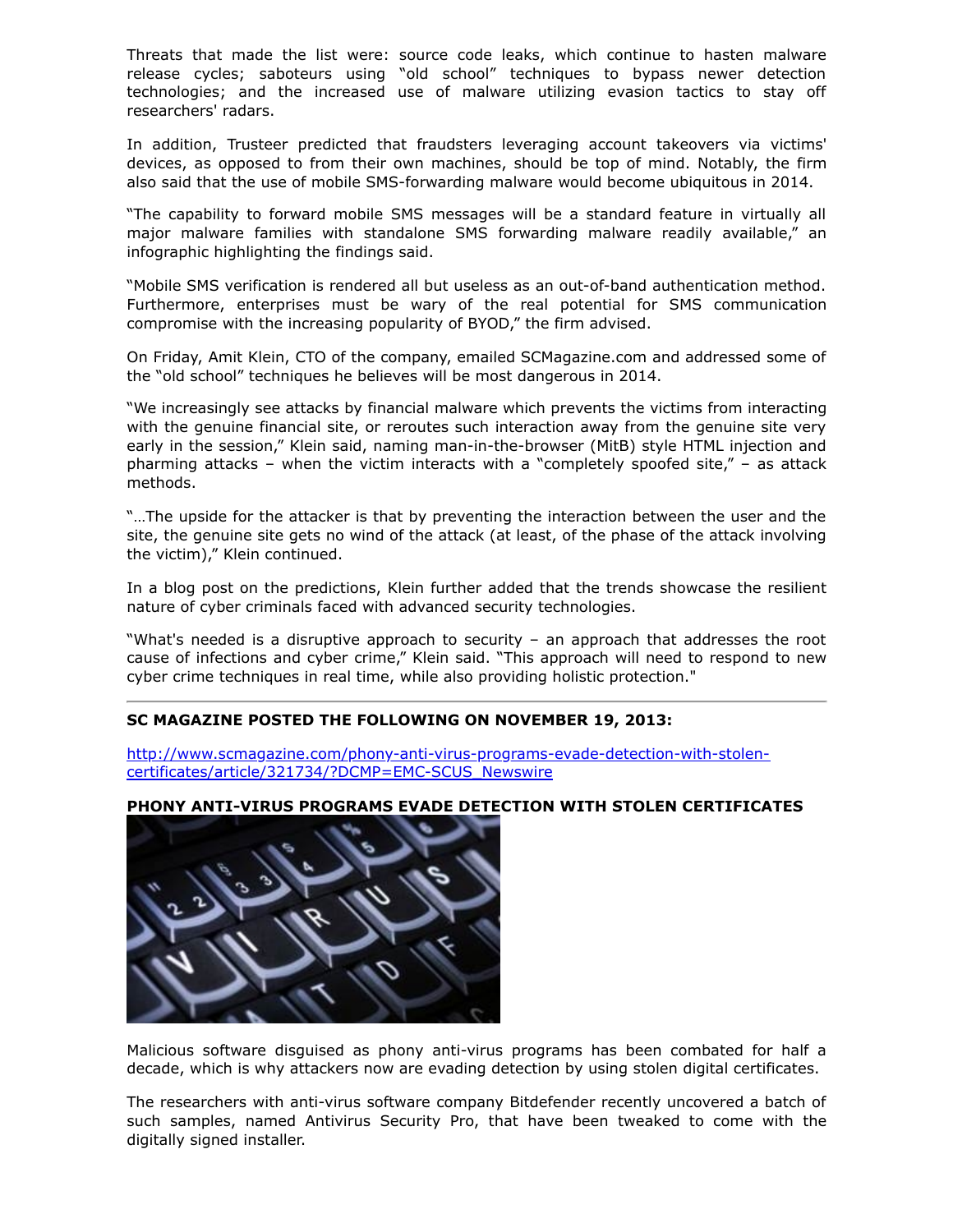Threats that made the list were: source code leaks, which continue to hasten malware release cycles; saboteurs using "old school" techniques to bypass newer detection technologies; and the increased use of malware utilizing evasion tactics to stay off researchers' radars.

In addition, Trusteer predicted that fraudsters leveraging account takeovers via victims' devices, as opposed to from their own machines, should be top of mind. Notably, the firm also said that the use of mobile SMS-forwarding malware would become ubiquitous in 2014.

"The capability to forward mobile SMS messages will be a standard feature in virtually all major malware families with standalone SMS forwarding malware readily available," an infographic highlighting the findings said.

"Mobile SMS verification is rendered all but useless as an out-of-band authentication method. Furthermore, enterprises must be wary of the real potential for SMS communication compromise with the increasing popularity of BYOD," the firm advised.

On Friday, Amit Klein, CTO of the company, emailed SCMagazine.com and addressed some of the "old school" techniques he believes will be most dangerous in 2014.

"We increasingly see attacks by financial malware which prevents the victims from interacting with the genuine financial site, or reroutes such interaction away from the genuine site very early in the session," Klein said, naming man-in-the-browser (MitB) style HTML injection and pharming attacks – when the victim interacts with a "completely spoofed site," – as attack methods.

"…The upside for the attacker is that by preventing the interaction between the user and the site, the genuine site gets no wind of the attack (at least, of the phase of the attack involving the victim)," Klein continued.

In a blog post on the predictions, Klein further added that the trends showcase the resilient nature of cyber criminals faced with advanced security technologies.

"What's needed is a disruptive approach to security – an approach that addresses the root cause of infections and cyber crime," Klein said. "This approach will need to respond to new cyber crime techniques in real time, while also providing holistic protection."

---

**SC MAGAZINE POSTED THE FOLLOWING ON NOVEMBER 19, 2013:**

http://www.scmagazine.com/phony-anti-virus-programs-evade-detection-with-stolen-certificates/article/321734/?DCMP=EMC-SCUS_Newswire

**PHONY ANTI-VIRUS PROGRAMS EVADE DETECTION WITH STOLEN CERTIFICATES**

Malicious software disguised as phony anti-virus programs has been combated for half a decade, which is why attackers now are evading detection by using stolen digital certificates.

The researchers with anti-virus software company Bitdefender recently uncovered a batch of such samples, named Antivirus Security Pro, that have been tweaked to come with the digitally signed installer.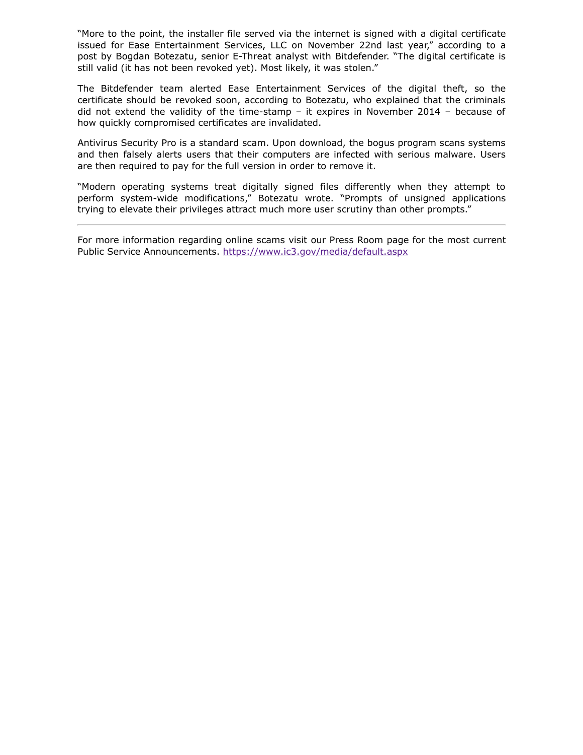“More to the point, the installer file served via the internet is signed with a digital certificate issued for Ease Entertainment Services, LLC on November 22nd last year,” according to a post by Bogdan Botezatu, senior E-Threat analyst with Bitdefender. “The digital certificate is still valid (it has not been revoked yet). Most likely, it was stolen.”

The Bitdefender team alerted Ease Entertainment Services of the digital theft, so the certificate should be revoked soon, according to Botezatu, who explained that the criminals did not extend the validity of the time-stamp – it expires in November 2014 – because of how quickly compromised certificates are invalidated.

Antivirus Security Pro is a standard scam. Upon download, the bogus program scans systems and then falsely alerts users that their computers are infected with serious malware. Users are then required to pay for the full version in order to remove it.

“Modern operating systems treat digitally signed files differently when they attempt to perform system-wide modifications,” Botezatu wrote. “Prompts of unsigned applications trying to elevate their privileges attract much more user scrutiny than other prompts.”

---

For more information regarding online scams visit our Press Room page for the most current Public Service Announcements. [https://www.ic3.gov/media/default.aspx](https://www.ic3.gov/media/default.aspx)